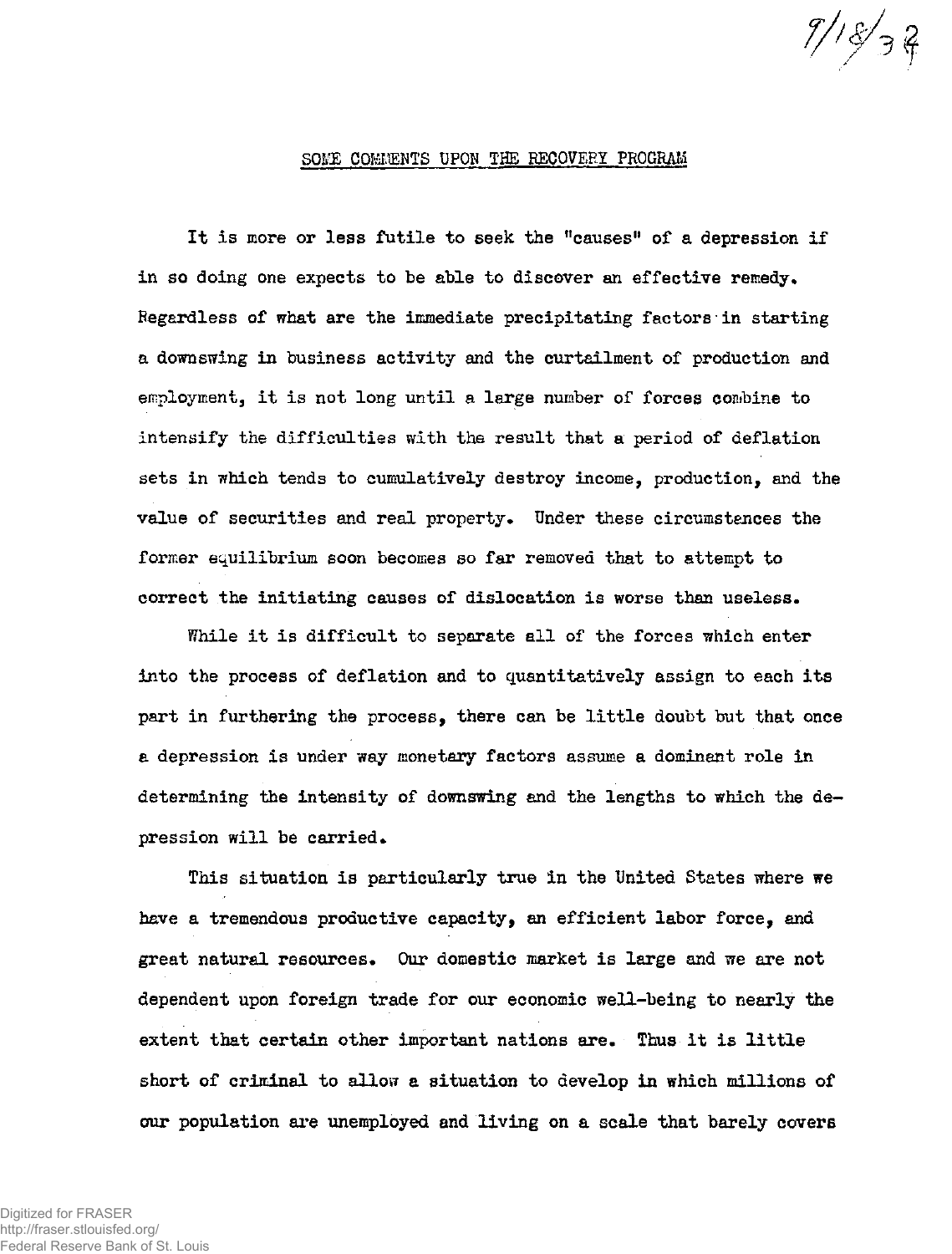9/18/34

## SOME COMMENTS UPON THE RECOVERY PROGRAM

It is more or less futile to seek the "causes" of a depression if in so doing one expects to be able to discover an effective remedy. Regardless of what are the immediate precipitating factors in starting a downswing in business activity and the curtailment of production and employment, it is not long until a large number of forces combine to intensify the difficulties with the result that a period of deflation sets in which tends to cumulatively destroy income, production, and the value of securities and real property. Under these circumstences the former equilibrium soon becomes so far removed that to attempt to correct the initiating causes of dislocation is worse than useless.

While it is difficult to separate all of the forces which enter into the process of deflation and to quantitatively assign to each its part in furthering the process, there can be little doubt but that once a depression is under way monetary factors assume a dominant role in determining the intensity of downswing and the lengths to which the depression will be carried.

This situation is particularly true in the United States where we have a tremendous productive capacity, an efficient labor force, and great natural resources. Our domestic market is large and we are not dependent upon foreign trade for our economic well-being to nearly the extent that certain other important nations are. Thus it is little short of criminal to allow a situation to develop in which millions of our population are unemployed and living on a scale that barely covers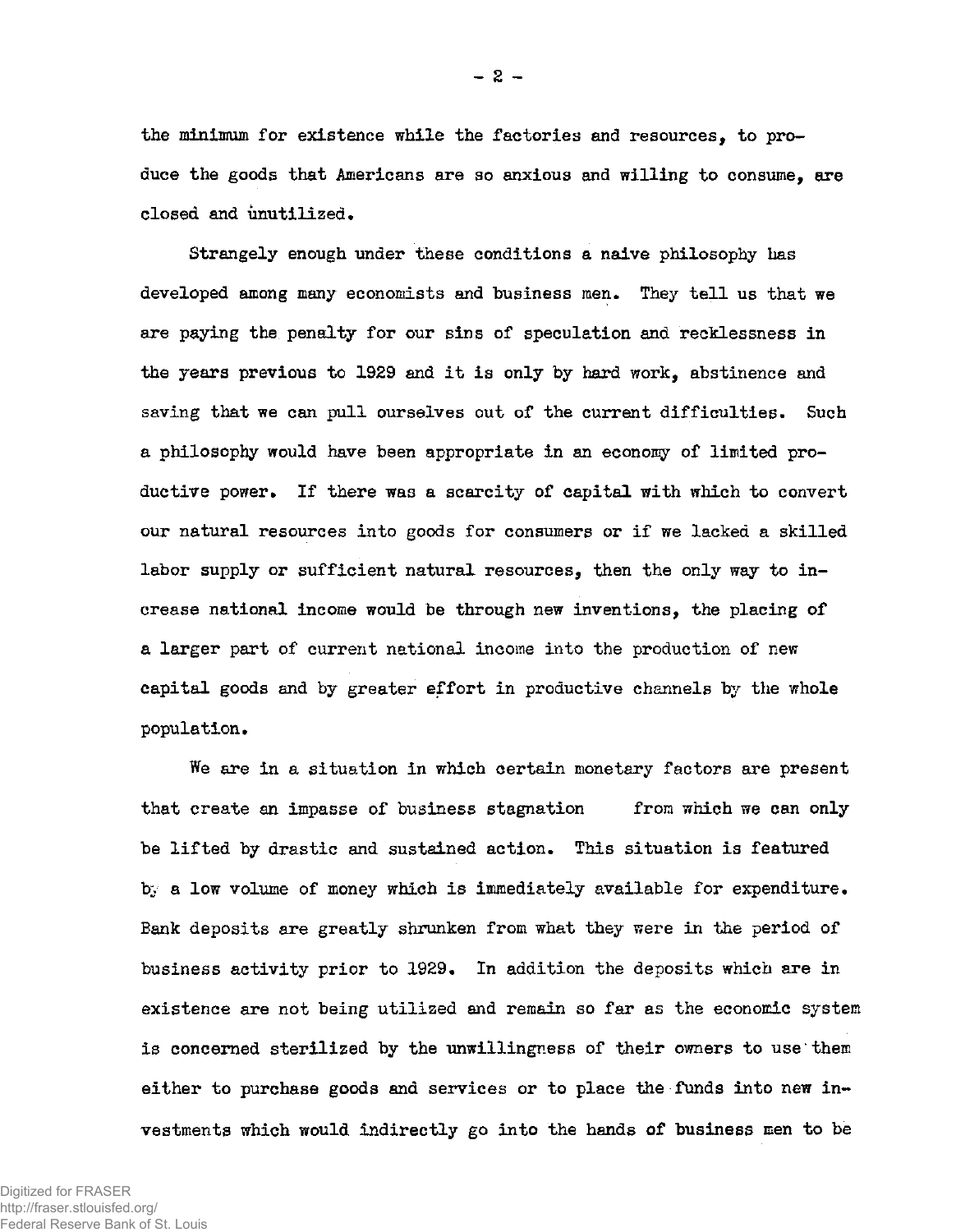the minimum for existence while the factories and resources, to produce the goods that Americans are so anxious and willing to consume, are closed and unutilized.

Strangely enough under these conditions a naive philosophy has developed among many economists and business men. They tell us that we are paying the penalty for our sins of speculation and recklessness in the years previous to 1929 and it is only by hard work, abstinence and saving that we can pull ourselves out of the current difficulties. Such a philosophy would have been appropriate in an economy of limited productive power. If there was a scarcity of capital with which to convert our natural resources into goods for consumers or if we lacked a skilled labor supply or sufficient natural resources, then the only way to increase national income would be through new inventions, the placing of a larger part of current national income into the production of new capital goods and by greater effort in productive channels by the whole population.

We are in a situation in which certain monetary factors are present that create an impasse of business stagnation from which we can only be lifted by drastic and sustained action. This situation is featured by a low volume of money which is immediately available for expenditure. Bank deposits are greatly shrunken from what they were in the period of business activity prior to 1929. In addition the deposits which are in existence are not being utilized and remain so far as the economic system is concerned sterilized by the unwillingness of their owners to use them either to purchase goods and services or to place the funds into new investments which would indirectly go into the hands of business men to be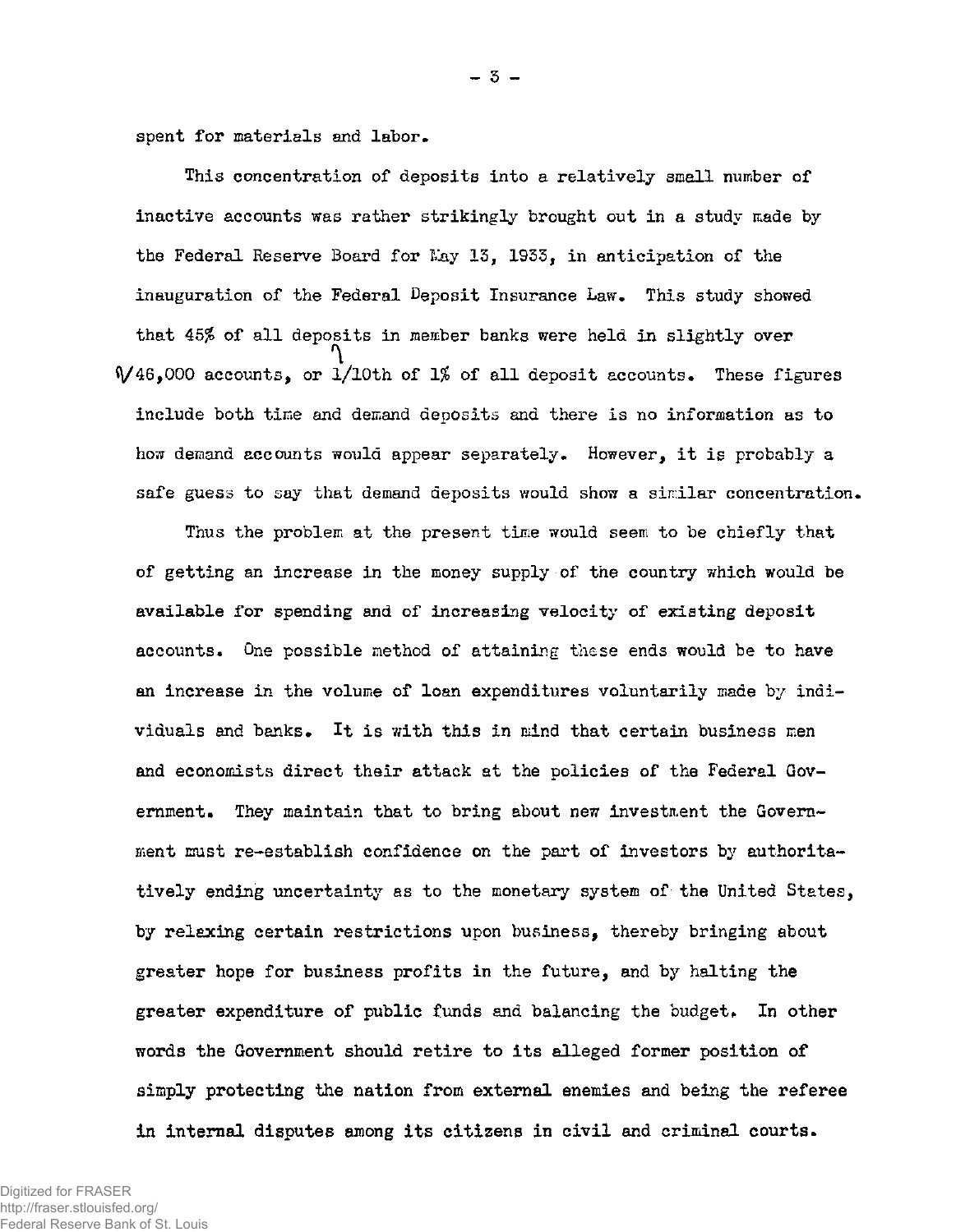spent for materials and labor.

This concentration of deposits into a relatively small number of inactive accounts was rather strikingly brought out in a study made by the Federal Reserve Board for May 13, 1933, in anticipation of the inauguration of the Federal Deposit Insurance Law. This study showed that 45% of all deposits in member banks were held in slightly over 46,000 accounts, or 1/10th of 1% of all deposit accounts. These figures include both time and demand deposits and there is no information as to how demand accounts would appear separately. However, it is probably a safe guess to say that demand deposits would show a similar concentration.

Thus the problem at the present time would seem to be chiefly that of getting an increase in the money supply of the country which would be available for spending and of increasing velocity of existing deposit accounts. One possible method of attaining these ends would be to have an increase in the volume of loan expenditures voluntarily made by individuals and banks. It is with this in mind that certain business men and economists direct their attack at the policies of the Federal Government. They maintain that to bring about new investment the Government must re-establish confidence on the part of investors by authoritatively ending uncertainty as to the monetary system of the United States, by relaxing certain restrictions upon business, thereby bringing about greater hope for business profits in the future, and by halting the greater expenditure of public funds and balancing the budget. In other words the Government should retire to its alleged former position of simply protecting the nation from external enemies and being the referee in internal disputes among its citizens in civil and criminal courts.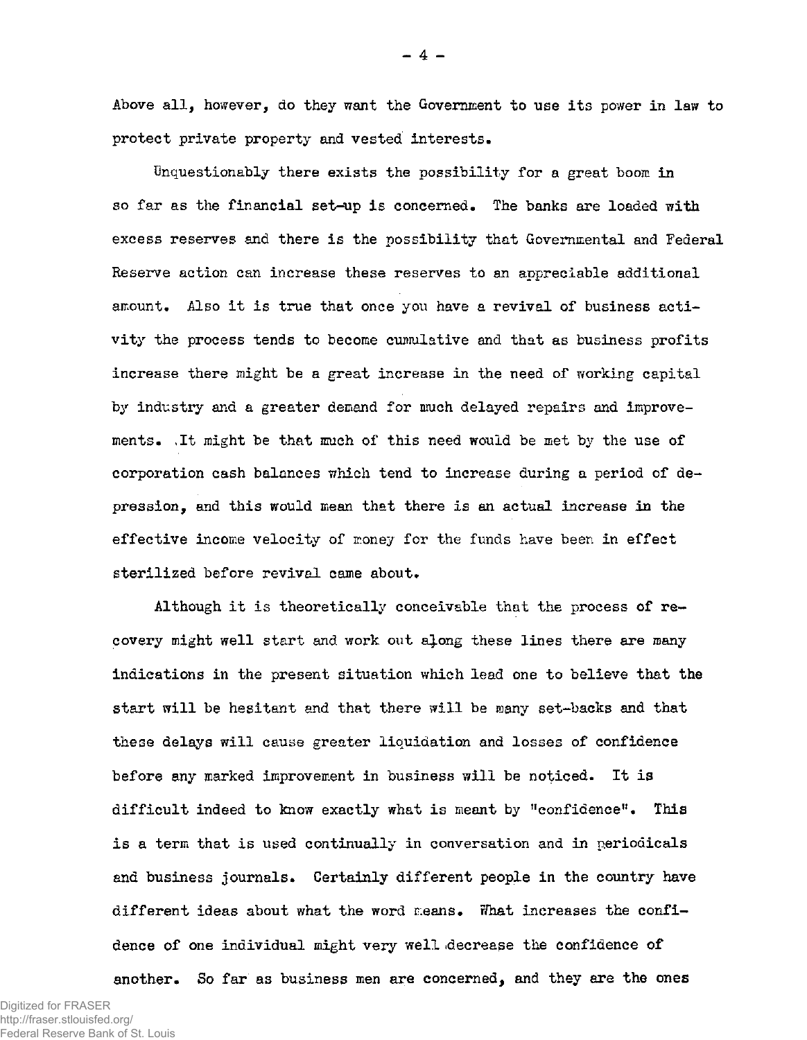Above all, however, do they want the Government to use its power in law to protect private property and vested interests.

Unquestionably there exists the possibility for a great boom in so far as the financial set-up is concerned. The banks are loaded with excess reserves and there is the possibility that Governmental and Federal Reserve action can increase these reserves to an appreciable additional amount. Also it is true that once you have a revival of business activity the process tends to become cumulative and that as business profits increase there might be a great increase in the need of working capital by industry and a greater demand for much delayed repairs and improvements. It might be that much of this need would be met by the use of corporation cash balances which tend to increase during a period of depression, and this would mean that there is an actual increase in the effective income velocity of money for the funds have been in effect sterilized before revival came about.

Although it is theoretically conceivable that the process of recovery might well start and work out along these lines there are many indications in the present situation which lead one to believe that the start will be hesitant and that there will be many set-backs and that these delays will cause greater liquidation and losses of confidence before any marked improvement in business will be noticed. It is difficult indeed to know exactly what is meant by "confidence". This is a term that is used continually in conversation and in periodicals and business journals. Certainly different people in the country have different ideas about what the word means. What increases the confidence of one individual might very well decrease the confidence of another. So far as business men are concerned, and they are the ones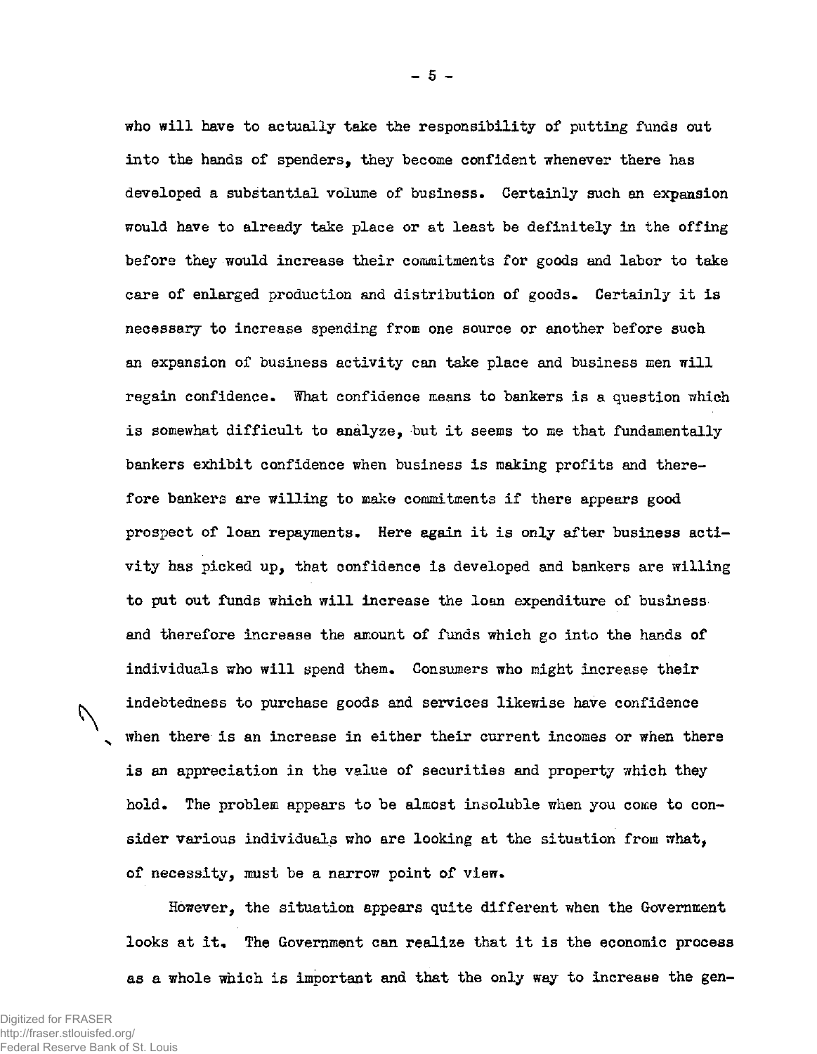who will have to actually take the responsibility of putting funds out into the hands of spenders, they become confident whenever there has developed a substantial volume of business. Certainly such an expansion would have to already take place or at least be definitely in the offing before they would increase their commitments for goods and labor to take care of enlarged production and distribution of goods. Certainly it is necessary to increase spending from one source or another before such an expansion of business activity can take place and business men will regain confidence. What confidence means to bankers is a question which is somewhat difficult to analyze, but it seems to me that fundamentally bankers exhibit confidence when business is making profits and therefore bankers are willing to make commitments if there appears good prospect of loan repayments. Here again it is only after business activity has picked up, that confidence is developed and bankers are willing to put out funds which will increase the loan expenditure of business and therefore increase the amount of funds which go into the hands of individuals who will spend them. Consumers who might increase their indebtedness to purchase goods and services likewise have confidence when there is an increase in either their current incomes or when there is an appreciation in the value of securities and property which they hold. The problem appears to be almost insoluble when you come to consider various individuals who are looking at the situation from what, of necessity, must be a narrow point of view.

However, the situation appears quite different when the Government looks at it. The Government can realize that it is the economic process as a whole which is important and that the only way to increase the gen-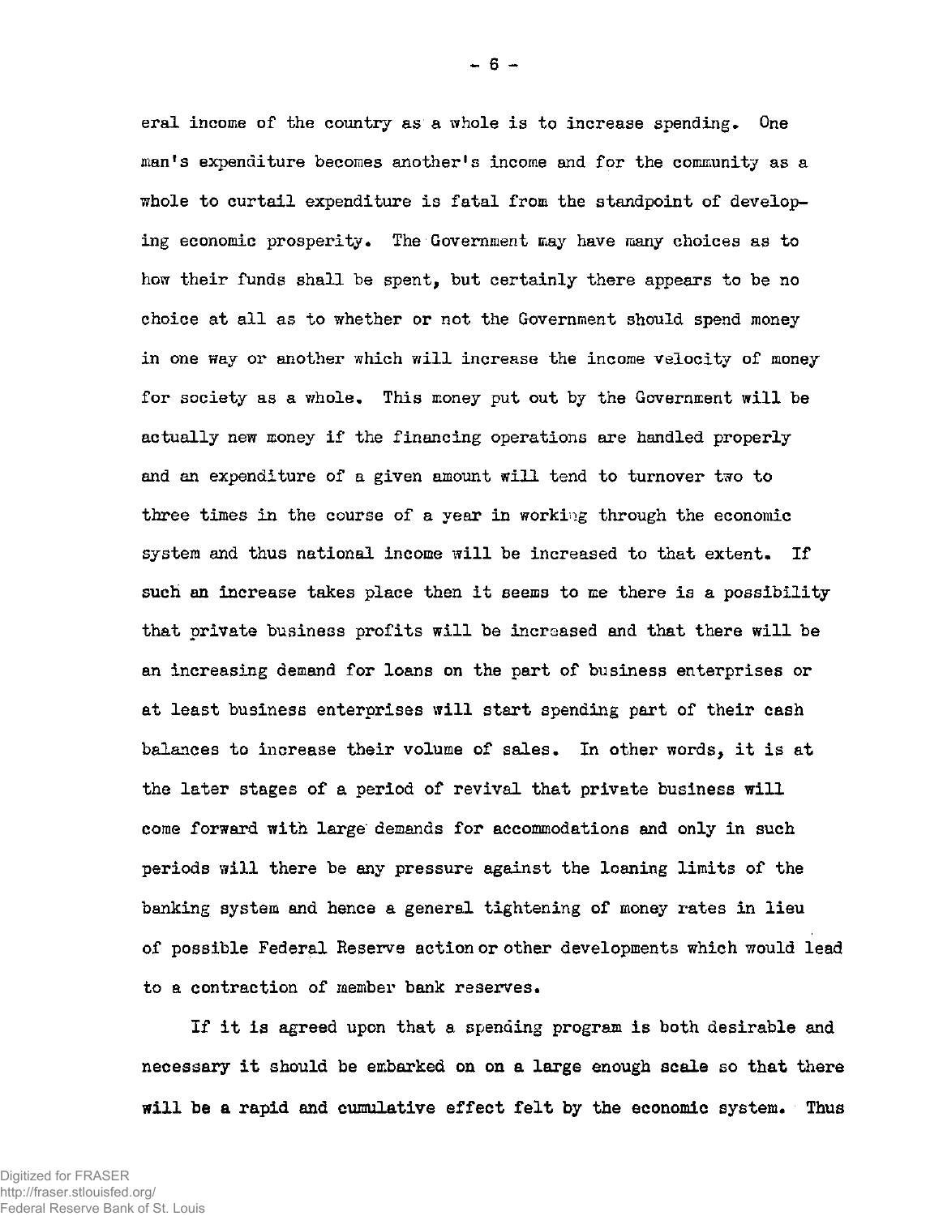eral income of the country as a whole is to increase spending. One man's expenditure becomes another's income and for the community as a whole to curtail expenditure is fatal from the standpoint of developing economic prosperity. The Government may have many choices as to how their funds shall be spent, but certainly there appears to be no choice at all as to whether or not the Government should spend money in one way or another which will increase the income velocity of money for society as a whole. This money put out by the Government will be actually new money if the financing operations are handled properly and an expenditure of a given amount will tend to turnover two to three times in the course of a year in working through the economic system and thus national income will be increased to that extent. If such an increase takes place then it seems to me there is a possibility that private business profits will be increased and that there will be an increasing demand for loans on the part of business enterprises or at least business enterprises will start spending part of their cash balances to increase their volume of sales. In other words, it is at the later stages of a period of revival that private business will come forward with large demands for accommodations and only in such periods will there be any pressure against the loaning limits of the banking system and hence a general tightening of money rates in lieu of possible Federal Reserve action or other developments which would lead to a contraction of member bank reserves.

If it is agreed upon that a spending program is both desirable and necessary it should be embarked on on a large enough scale so that there will be a rapid and cumulative effect felt by the economic system. Thus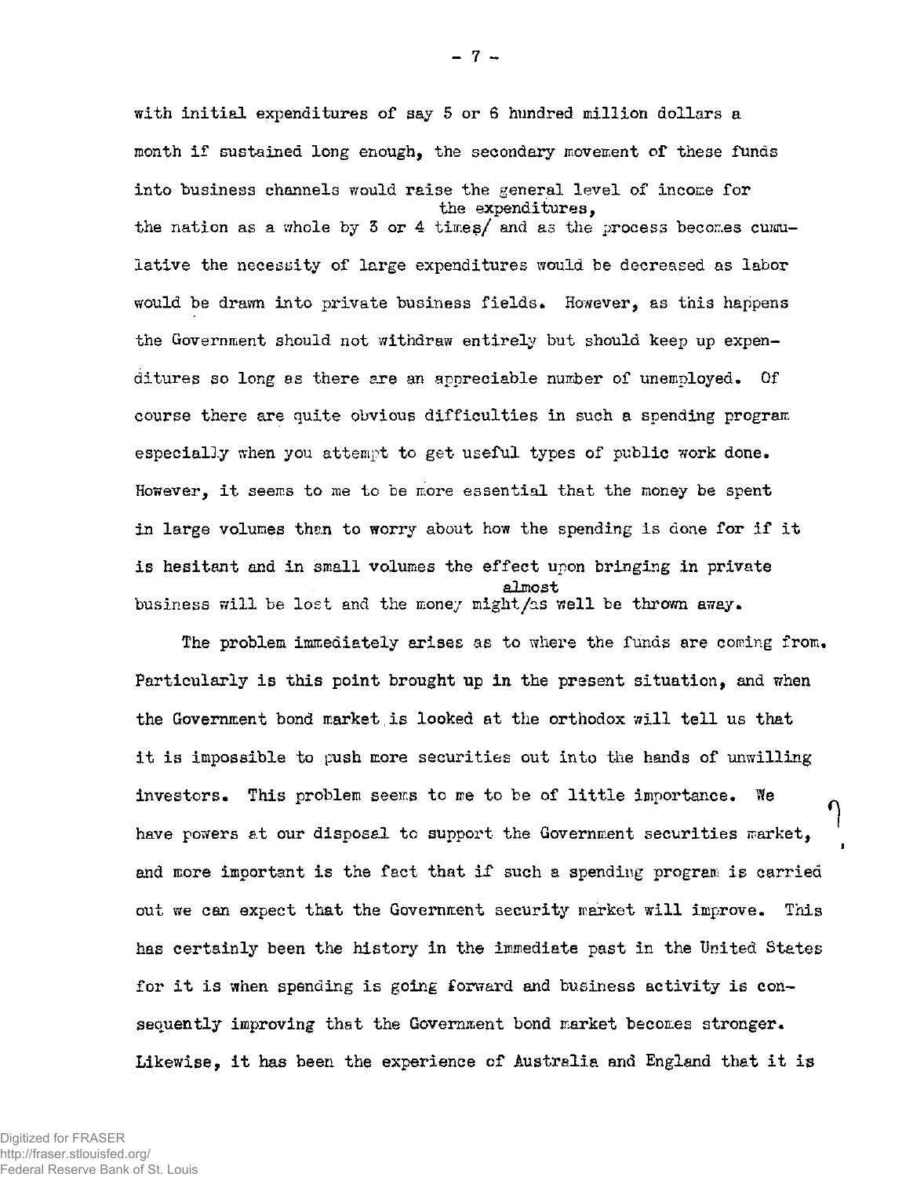with initial expenditures of say 5 or 6 hundred million dollars a month if sustained long enough, the secondary movement of these funds into business channels would raise the general level of income for the nation as a whole by 3 or 4 times the expenditures, and as the process becomes cumulative the necessity of large expenditures would be decreased as labor would be drawn into private business fields. However, as this happens the Government should not withdraw entirely but should keep up expenditures so long as there are an appreciable number of unemployed. Of course there are quite obvious difficulties in such a spending program especially when you attempt to get useful types of public work done. However, it seems to me to be more essential that the money be spent in large volumes than to worry about how the spending is done for if it is hesitant and in small volumes the effect upon bringing in private business will be lost and the money might almost as well be thrown away.

The problem immediately arises as to where the funds are coming from. Particularly is this point brought up in the present situation, and when the Government bond market is looked at the orthodox will tell us that it is impossible to push more securities out into the hands of unwilling investors. This problem seems to me to be of little importance. We have powers at our disposal to support the Government securities market, and more important is the fact that if such a spending program is carried out we can expect that the Government security market will improve. This has certainly been the history in the immediate past in the United States for it is when spending is going forward and business activity is consequently improving that the Government bond market becomes stronger. Likewise, it has been the experience of Australia and England that it is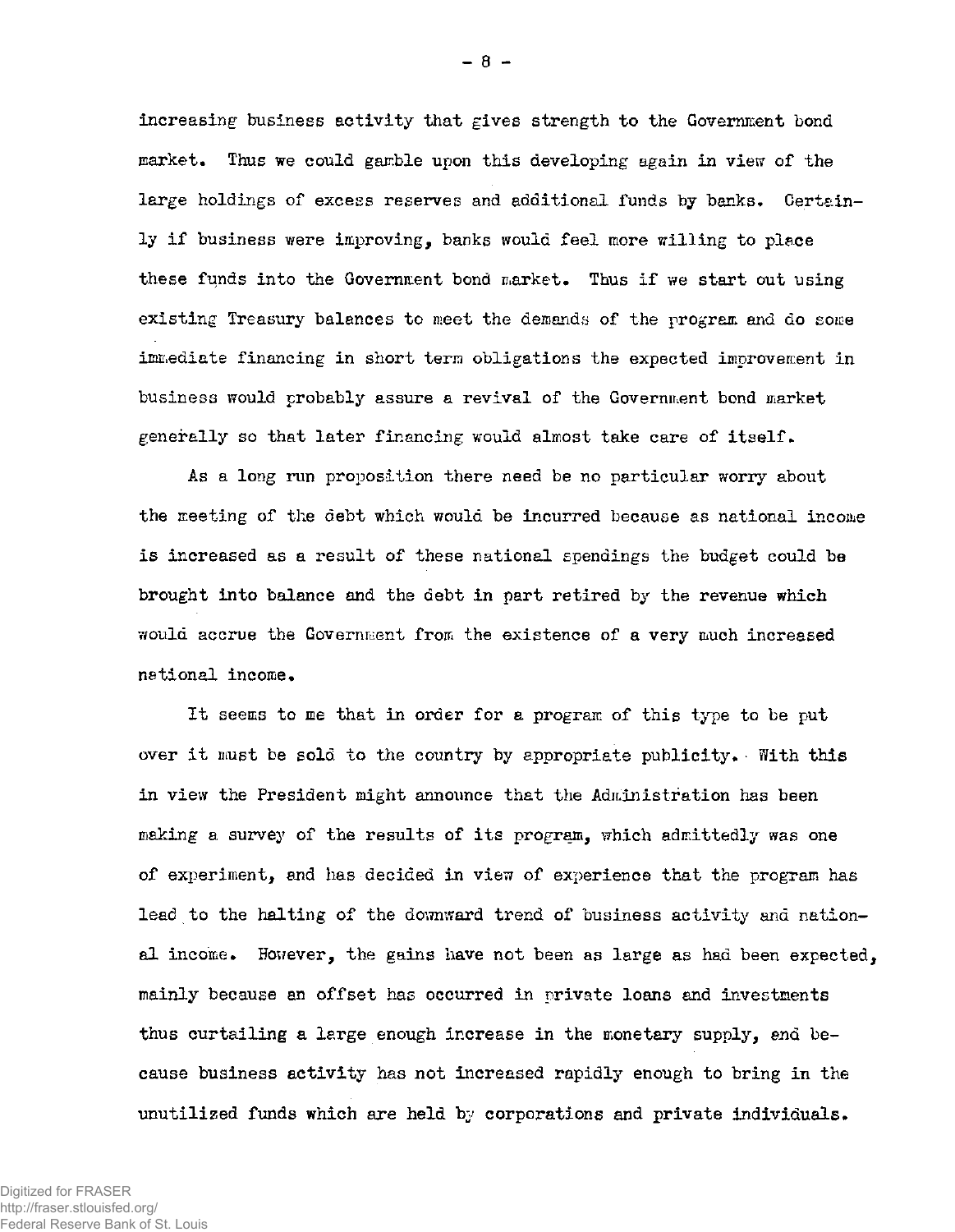increasing business activity that gives strength to the Government bond market. Thus we could gamble upon this developing again in view of the large holdings of excess reserves and additional funds by banks. Certainly if business were improving, banks would feel more willing to place these funds into the Government bond market. Thus if we start out using existing Treasury balances to meet the demands of the program and do some immediate financing in short term obligations the expected improvement in business would probably assure a revival of the Government bond market generally so that later financing would almost take care of itself.

As a long run proposition there need be no particular worry about the meeting of the debt which would be incurred because as national income is increased as a result of these national spendings the budget could be brought into balance and the debt in part retired by the revenue which would accrue the Government from the existence of a very much increased national income.

It seems to me that in order for a program of this type to be put over it must be sold to the country by appropriate publicity. With this in view the President might announce that the Administration has been making a survey of the results of its program, which admittedly was one of experiment, and has decided in view of experience that the program has lead to the halting of the downward trend of business activity and national income. However, the gains have not been as large as had been expected, mainly because an offset has occurred in private loans and investments thus curtailing a large enough increase in the monetary supply, and because business activity has not increased rapidly enough to bring in the unutilized funds which are held by corporations and private individuals.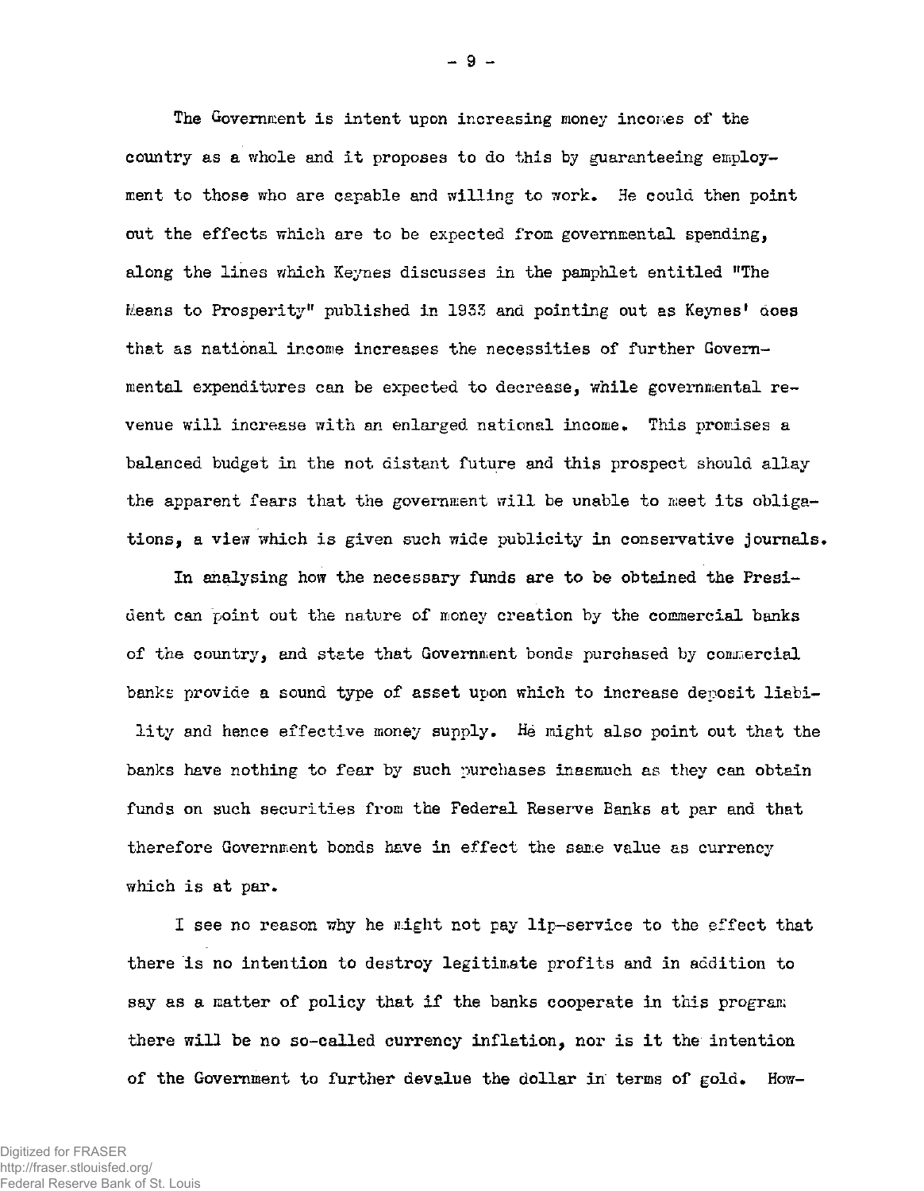The Government is intent upon increasing money incomes of the country as a whole and it proposes to do this by guaranteeing employment to those who are capable and willing to work. He could then point out the effects which are to be expected from governmental spending, along the lines which Keynes discusses in the pamphlet entitled "The Means to Prosperity" published in 1933 and pointing out as Keynes' does that as national income increases the necessities of further Governmental expenditures can be expected to decrease, while governmental revenue will increase with an enlarged national income. This promises a balanced budget in the not distant future and this prospect should allay the apparent fears that the government will be unable to meet its obligations, a view which is given such wide publicity in conservative journals.

In analysing how the necessary funds are to be obtained the President can point out the nature of money creation by the commercial banks of the country, and state that Government bonds purchased by commercial banks provide a sound type of asset upon which to increase deposit liability and hence effective money supply. He might also point out that the banks have nothing to fear by such purchases inasmuch as they can obtain funds on such securities from the Federal Reserve Banks at par and that therefore Government bonds have in effect the same value as currency which is at par.

I see no reason why he might not pay lip-service to the effect that there is no intention to destroy legitimate profits and in addition to say as a matter of policy that if the banks cooperate in this program there will be no so-called currency inflation, nor is it the intention of the Government to further devalue the dollar in terms of gold. How-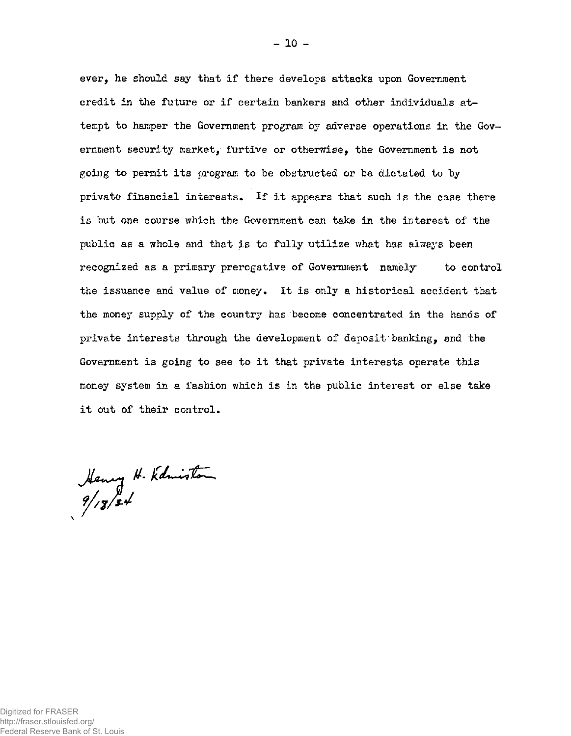ever, he should say that if there develops attacks upon Government credit in the future or if certain bankers and other individuals attempt to hamper the Government program by adverse operations in the Government security market, furtive or otherwise, the Government is not going to permit its program to be obstructed or be dictated to by private financial interests. If it appears that such is the case there is but one course which the Government can take in the interest of the public as a whole and that is to fully utilize what has always been recognized as a primary prerogative of Government namely to control the issuance and value of money. It is only a historical accident that the money supply of the country has become concentrated in the hands of private interests through the development of deposit banking, and the Government is going to see to it that private interests operate this money system in a fashion which is in the public interest or else take it out of their control.

Henry H. Edmiston
9/18/34